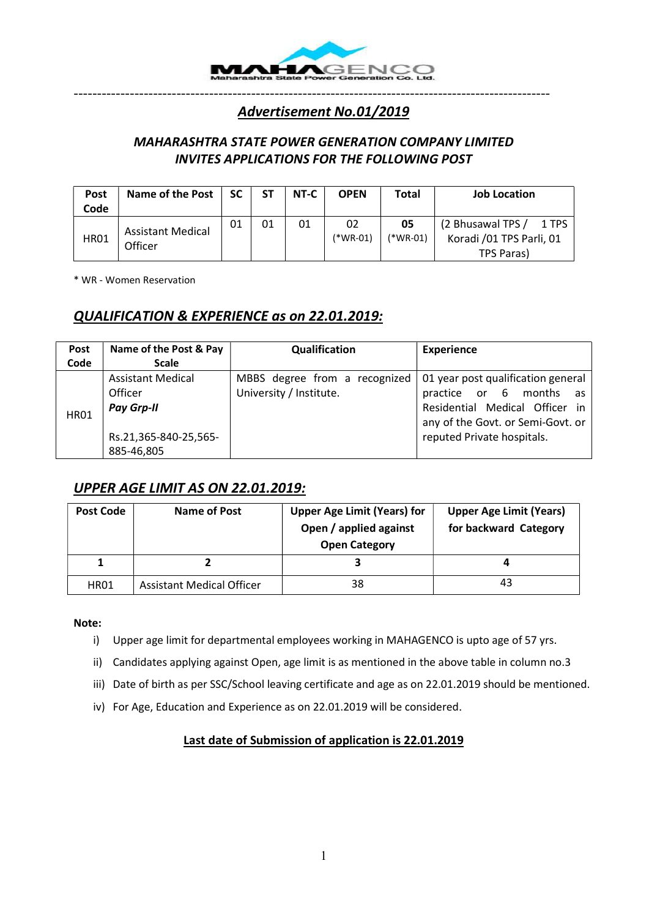MAHAGENCO
Maharashtra State Power Generation Co. Ltd.

---

## *Advertisement No.01/2019*

### *MAHARASHTRA STATE POWER GENERATION COMPANY LIMITED INVITES APPLICATIONS FOR THE FOLLOWING POST*

| Post Code | Name of the Post | SC | ST | NT-C | OPEN | Total | Job Location |
|---|---|---|---|---|---|---|---|
| HR01 | Assistant Medical Officer | 01 | 01 | 01 | 02 (*WR-01) | **05** (*WR-01) | (2 Bhusawal TPS / 1 TPS Koradi /01 TPS Parli, 01 TPS Paras) |

* WR - Women Reservation

## *QUALIFICATION & EXPERIENCE as on 22.01.2019:*

| Post Code | Name of the Post & Pay Scale | Qualification | Experience |
|---|---|---|---|
| HR01 | Assistant Medical Officer ***Pay Grp-II*** Rs.21,365-840-25,565-885-46,805 | MBBS degree from a recognized University / Institute. | 01 year post qualification general practice or 6 months as Residential Medical Officer in any of the Govt. or Semi-Govt. or reputed Private hospitals. |

## *UPPER AGE LIMIT AS ON 22.01.2019:*

| Post Code | Name of Post | Upper Age Limit (Years) for Open / applied against Open Category | Upper Age Limit (Years) for backward Category |
|---|---|---|---|
| **1** | **2** | **3** | **4** |
| HR01 | Assistant Medical Officer | 38 | 43 |

**Note:**

i) Upper age limit for departmental employees working in MAHAGENCO is upto age of 57 yrs.

ii) Candidates applying against Open, age limit is as mentioned in the above table in column no.3

iii) Date of birth as per SSC/School leaving certificate and age as on 22.01.2019 should be mentioned.

iv) For Age, Education and Experience as on 22.01.2019 will be considered.

**Last date of Submission of application is 22.01.2019**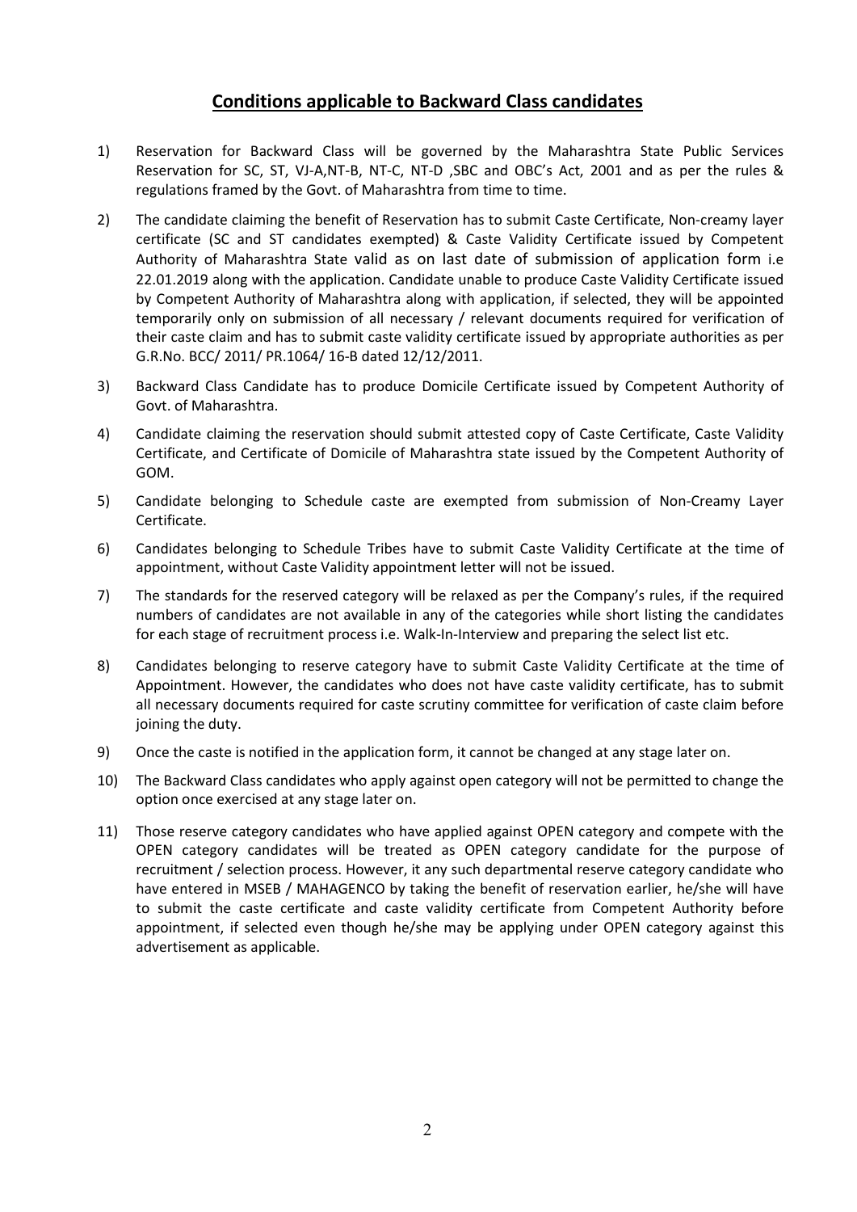## Conditions applicable to Backward Class candidates

1) Reservation for Backward Class will be governed by the Maharashtra State Public Services Reservation for SC, ST, VJ-A,NT-B, NT-C, NT-D ,SBC and OBC's Act, 2001 and as per the rules & regulations framed by the Govt. of Maharashtra from time to time.

2) The candidate claiming the benefit of Reservation has to submit Caste Certificate, Non-creamy layer certificate (SC and ST candidates exempted) & Caste Validity Certificate issued by Competent Authority of Maharashtra State valid as on last date of submission of application form i.e 22.01.2019 along with the application. Candidate unable to produce Caste Validity Certificate issued by Competent Authority of Maharashtra along with application, if selected, they will be appointed temporarily only on submission of all necessary / relevant documents required for verification of their caste claim and has to submit caste validity certificate issued by appropriate authorities as per G.R.No. BCC/ 2011/ PR.1064/ 16-B dated 12/12/2011.

3) Backward Class Candidate has to produce Domicile Certificate issued by Competent Authority of Govt. of Maharashtra.

4) Candidate claiming the reservation should submit attested copy of Caste Certificate, Caste Validity Certificate, and Certificate of Domicile of Maharashtra state issued by the Competent Authority of GOM.

5) Candidate belonging to Schedule caste are exempted from submission of Non-Creamy Layer Certificate.

6) Candidates belonging to Schedule Tribes have to submit Caste Validity Certificate at the time of appointment, without Caste Validity appointment letter will not be issued.

7) The standards for the reserved category will be relaxed as per the Company's rules, if the required numbers of candidates are not available in any of the categories while short listing the candidates for each stage of recruitment process i.e. Walk-In-Interview and preparing the select list etc.

8) Candidates belonging to reserve category have to submit Caste Validity Certificate at the time of Appointment. However, the candidates who does not have caste validity certificate, has to submit all necessary documents required for caste scrutiny committee for verification of caste claim before joining the duty.

9) Once the caste is notified in the application form, it cannot be changed at any stage later on.

10) The Backward Class candidates who apply against open category will not be permitted to change the option once exercised at any stage later on.

11) Those reserve category candidates who have applied against OPEN category and compete with the OPEN category candidates will be treated as OPEN category candidate for the purpose of recruitment / selection process. However, it any such departmental reserve category candidate who have entered in MSEB / MAHAGENCO by taking the benefit of reservation earlier, he/she will have to submit the caste certificate and caste validity certificate from Competent Authority before appointment, if selected even though he/she may be applying under OPEN category against this advertisement as applicable.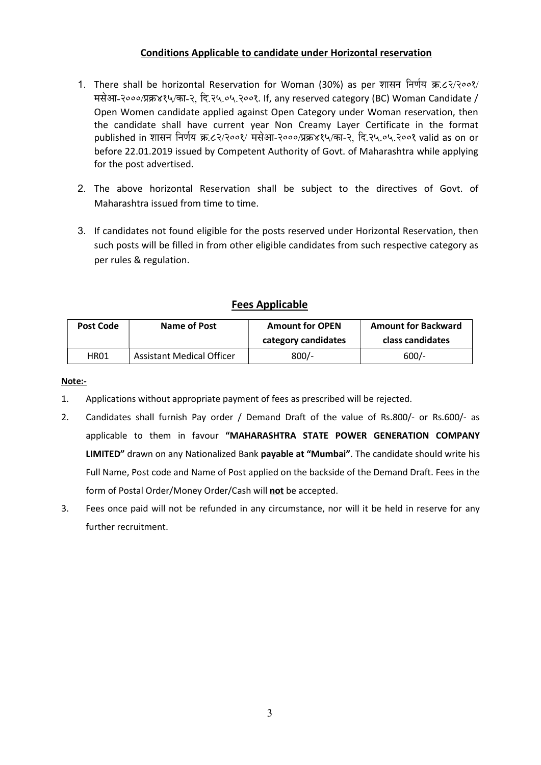## Conditions Applicable to candidate under Horizontal reservation

1. There shall be horizontal Reservation for Woman (30%) as per शासन निर्णय क्र.८२/२००१/ मसेआ-२०००/प्रक्र४१५/का-२, दि.२५.०५.२००१. If, any reserved category (BC) Woman Candidate / Open Women candidate applied against Open Category under Woman reservation, then the candidate shall have current year Non Creamy Layer Certificate in the format published in शासन निर्णय क्र.८२/२००१/ मसेआ-२०००/प्रक्र४१५/का-२, दि.२५.०५.२००१ valid as on or before 22.01.2019 issued by Competent Authority of Govt. of Maharashtra while applying for the post advertised.

2. The above horizontal Reservation shall be subject to the directives of Govt. of Maharashtra issued from time to time.

3. If candidates not found eligible for the posts reserved under Horizontal Reservation, then such posts will be filled in from other eligible candidates from such respective category as per rules & regulation.

## Fees Applicable

| Post Code | Name of Post | Amount for OPEN category candidates | Amount for Backward class candidates |
|---|---|---|---|
| HR01 | Assistant Medical Officer | 800/- | 600/- |

**Note:-**

1. Applications without appropriate payment of fees as prescribed will be rejected.
2. Candidates shall furnish Pay order / Demand Draft of the value of Rs.800/- or Rs.600/- as applicable to them in favour **"MAHARASHTRA STATE POWER GENERATION COMPANY LIMITED"** drawn on any Nationalized Bank **payable at "Mumbai"**. The candidate should write his Full Name, Post code and Name of Post applied on the backside of the Demand Draft. Fees in the form of Postal Order/Money Order/Cash will **not** be accepted.
3. Fees once paid will not be refunded in any circumstance, nor will it be held in reserve for any further recruitment.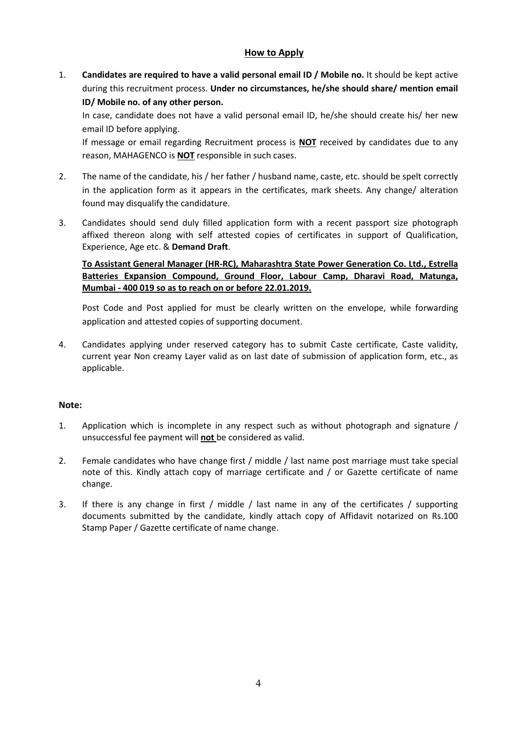## How to Apply

1. **Candidates are required to have a valid personal email ID / Mobile no.** It should be kept active during this recruitment process. **Under no circumstances, he/she should share/ mention email ID/ Mobile no. of any other person.**

   In case, candidate does not have a valid personal email ID, he/she should create his/ her new email ID before applying.

   If message or email regarding Recruitment process is **NOT** received by candidates due to any reason, MAHAGENCO is **NOT** responsible in such cases.

2. The name of the candidate, his / her father / husband name, caste, etc. should be spelt correctly in the application form as it appears in the certificates, mark sheets. Any change/ alteration found may disqualify the candidature.

3. Candidates should send duly filled application form with a recent passport size photograph affixed thereon along with self attested copies of certificates in support of Qualification, Experience, Age etc. & **Demand Draft**.

   **To Assistant General Manager (HR-RC), Maharashtra State Power Generation Co. Ltd., Estrella Batteries Expansion Compound, Ground Floor, Labour Camp, Dharavi Road, Matunga, Mumbai - 400 019 so as to reach on or before 22.01.2019.**

   Post Code and Post applied for must be clearly written on the envelope, while forwarding application and attested copies of supporting document.

4. Candidates applying under reserved category has to submit Caste certificate, Caste validity, current year Non creamy Layer valid as on last date of submission of application form, etc., as applicable.

**Note:**

1. Application which is incomplete in any respect such as without photograph and signature / unsuccessful fee payment will **not** be considered as valid.

2. Female candidates who have change first / middle / last name post marriage must take special note of this. Kindly attach copy of marriage certificate and / or Gazette certificate of name change.

3. If there is any change in first / middle / last name in any of the certificates / supporting documents submitted by the candidate, kindly attach copy of Affidavit notarized on Rs.100 Stamp Paper / Gazette certificate of name change.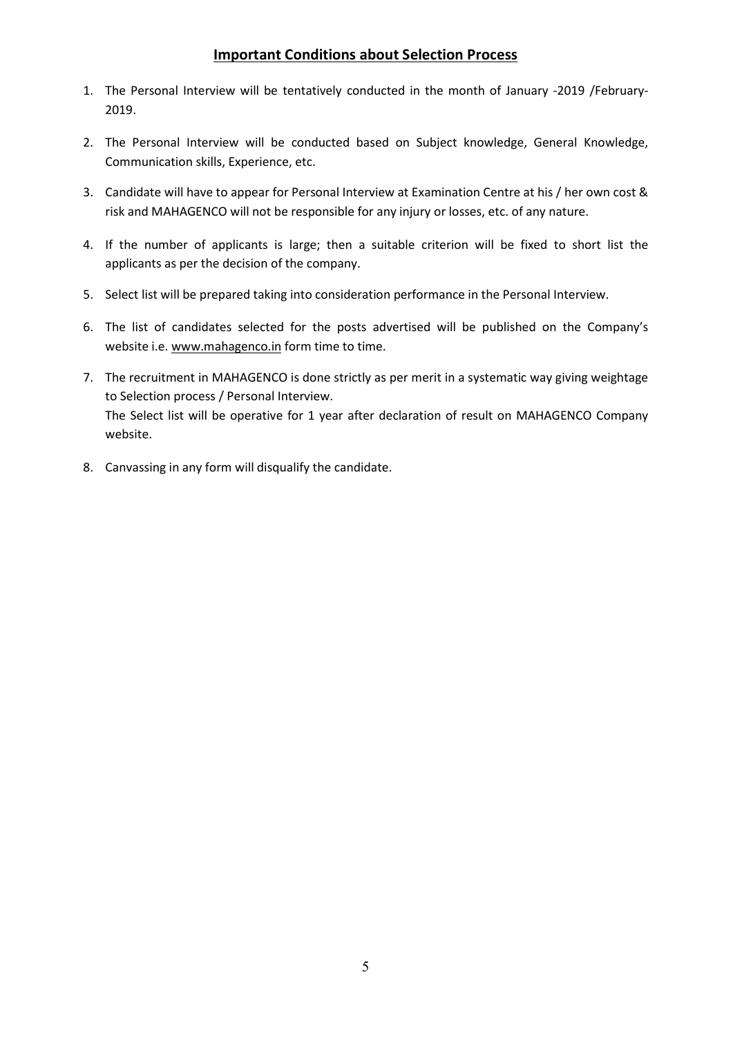## Important Conditions about Selection Process

1. The Personal Interview will be tentatively conducted in the month of January -2019 /February-2019.
2. The Personal Interview will be conducted based on Subject knowledge, General Knowledge, Communication skills, Experience, etc.
3. Candidate will have to appear for Personal Interview at Examination Centre at his / her own cost & risk and MAHAGENCO will not be responsible for any injury or losses, etc. of any nature.
4. If the number of applicants is large; then a suitable criterion will be fixed to short list the applicants as per the decision of the company.
5. Select list will be prepared taking into consideration performance in the Personal Interview.
6. The list of candidates selected for the posts advertised will be published on the Company's website i.e. www.mahagenco.in form time to time.
7. The recruitment in MAHAGENCO is done strictly as per merit in a systematic way giving weightage to Selection process / Personal Interview.
   The Select list will be operative for 1 year after declaration of result on MAHAGENCO Company website.
8. Canvassing in any form will disqualify the candidate.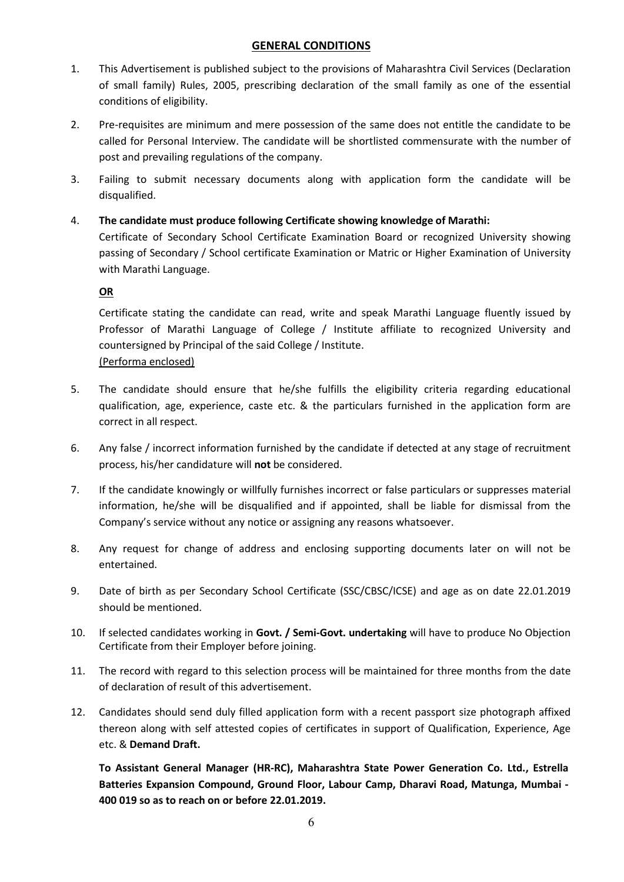## GENERAL CONDITIONS

1. This Advertisement is published subject to the provisions of Maharashtra Civil Services (Declaration of small family) Rules, 2005, prescribing declaration of the small family as one of the essential conditions of eligibility.

2. Pre-requisites are minimum and mere possession of the same does not entitle the candidate to be called for Personal Interview. The candidate will be shortlisted commensurate with the number of post and prevailing regulations of the company.

3. Failing to submit necessary documents along with application form the candidate will be disqualified.

4. **The candidate must produce following Certificate showing knowledge of Marathi:**

   Certificate of Secondary School Certificate Examination Board or recognized University showing passing of Secondary / School certificate Examination or Matric or Higher Examination of University with Marathi Language.

   **OR**

   Certificate stating the candidate can read, write and speak Marathi Language fluently issued by Professor of Marathi Language of College / Institute affiliate to recognized University and countersigned by Principal of the said College / Institute.
   (Performa enclosed)

5. The candidate should ensure that he/she fulfills the eligibility criteria regarding educational qualification, age, experience, caste etc. & the particulars furnished in the application form are correct in all respect.

6. Any false / incorrect information furnished by the candidate if detected at any stage of recruitment process, his/her candidature will **not** be considered.

7. If the candidate knowingly or willfully furnishes incorrect or false particulars or suppresses material information, he/she will be disqualified and if appointed, shall be liable for dismissal from the Company's service without any notice or assigning any reasons whatsoever.

8. Any request for change of address and enclosing supporting documents later on will not be entertained.

9. Date of birth as per Secondary School Certificate (SSC/CBSC/ICSE) and age as on date 22.01.2019 should be mentioned.

10. If selected candidates working in **Govt. / Semi-Govt. undertaking** will have to produce No Objection Certificate from their Employer before joining.

11. The record with regard to this selection process will be maintained for three months from the date of declaration of result of this advertisement.

12. Candidates should send duly filled application form with a recent passport size photograph affixed thereon along with self attested copies of certificates in support of Qualification, Experience, Age etc. & **Demand Draft.**

    **To Assistant General Manager (HR-RC), Maharashtra State Power Generation Co. Ltd., Estrella Batteries Expansion Compound, Ground Floor, Labour Camp, Dharavi Road, Matunga, Mumbai - 400 019 so as to reach on or before 22.01.2019.**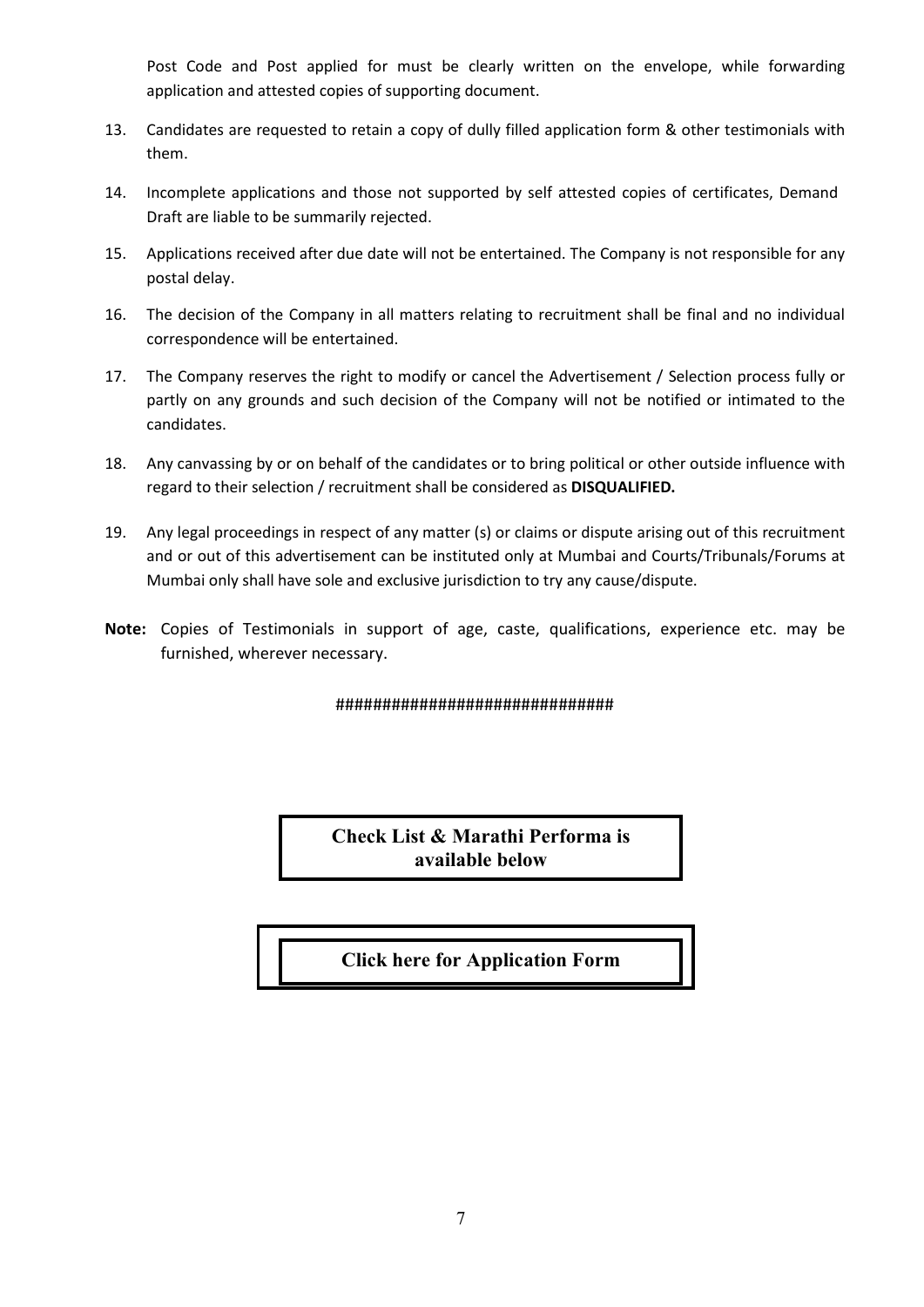Post Code and Post applied for must be clearly written on the envelope, while forwarding application and attested copies of supporting document.

13. Candidates are requested to retain a copy of dully filled application form & other testimonials with them.

14. Incomplete applications and those not supported by self attested copies of certificates, Demand Draft are liable to be summarily rejected.

15. Applications received after due date will not be entertained. The Company is not responsible for any postal delay.

16. The decision of the Company in all matters relating to recruitment shall be final and no individual correspondence will be entertained.

17. The Company reserves the right to modify or cancel the Advertisement / Selection process fully or partly on any grounds and such decision of the Company will not be notified or intimated to the candidates.

18. Any canvassing by or on behalf of the candidates or to bring political or other outside influence with regard to their selection / recruitment shall be considered as **DISQUALIFIED.**

19. Any legal proceedings in respect of any matter (s) or claims or dispute arising out of this recruitment and or out of this advertisement can be instituted only at Mumbai and Courts/Tribunals/Forums at Mumbai only shall have sole and exclusive jurisdiction to try any cause/dispute.

**Note:** Copies of Testimonials in support of age, caste, qualifications, experience etc. may be furnished, wherever necessary.

##############################

**Check List & Marathi Performa is available below**

**Click here for Application Form**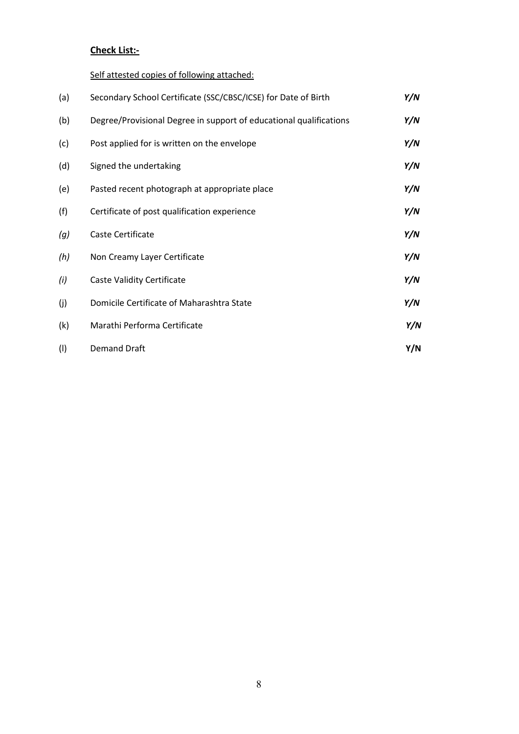**Check List:-**

Self attested copies of following attached:

| | | |
|---|---|---|
| (a) | Secondary School Certificate (SSC/CBSC/ICSE) for Date of Birth | ***Y/N*** |
| (b) | Degree/Provisional Degree in support of educational qualifications | ***Y/N*** |
| (c) | Post applied for is written on the envelope | ***Y/N*** |
| (d) | Signed the undertaking | ***Y/N*** |
| (e) | Pasted recent photograph at appropriate place | ***Y/N*** |
| (f) | Certificate of post qualification experience | ***Y/N*** |
| *(g)* | Caste Certificate | ***Y/N*** |
| *(h)* | Non Creamy Layer Certificate | ***Y/N*** |
| *(i)* | Caste Validity Certificate | ***Y/N*** |
| (j) | Domicile Certificate of Maharashtra State | ***Y/N*** |
| (k) | Marathi Performa Certificate | ***Y/N*** |
| (l) | Demand Draft | **Y/N** |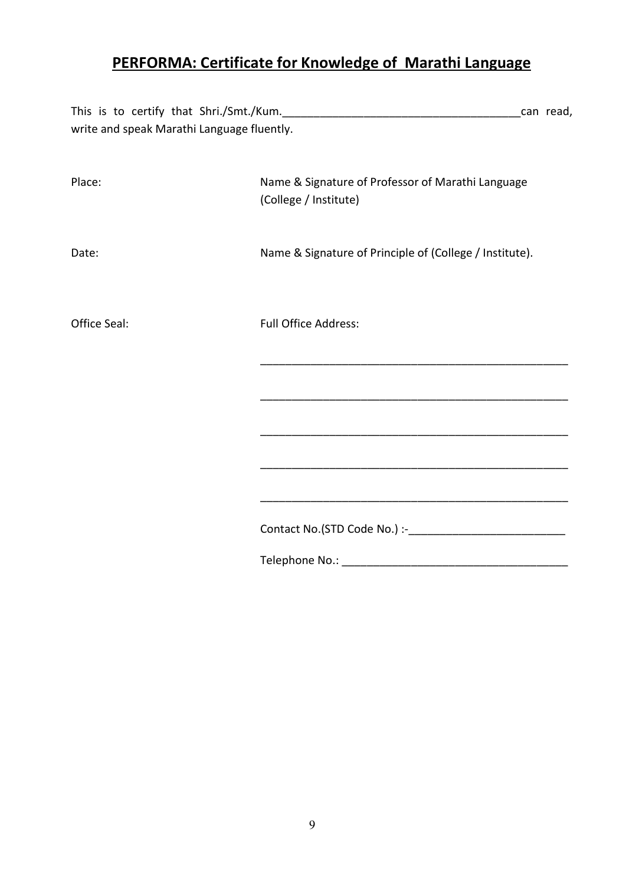# PERFORMA: Certificate for Knowledge of Marathi Language

This is to certify that Shri./Smt./Kum.______________________________________can read, write and speak Marathi Language fluently.

Place: Name & Signature of Professor of Marathi Language (College / Institute)

Date: Name & Signature of Principle of (College / Institute).

Office Seal: Full Office Address:

__________________________________________________

__________________________________________________

__________________________________________________

__________________________________________________

__________________________________________________

Contact No.(STD Code No.) :-_________________________

Telephone No.: ____________________________________